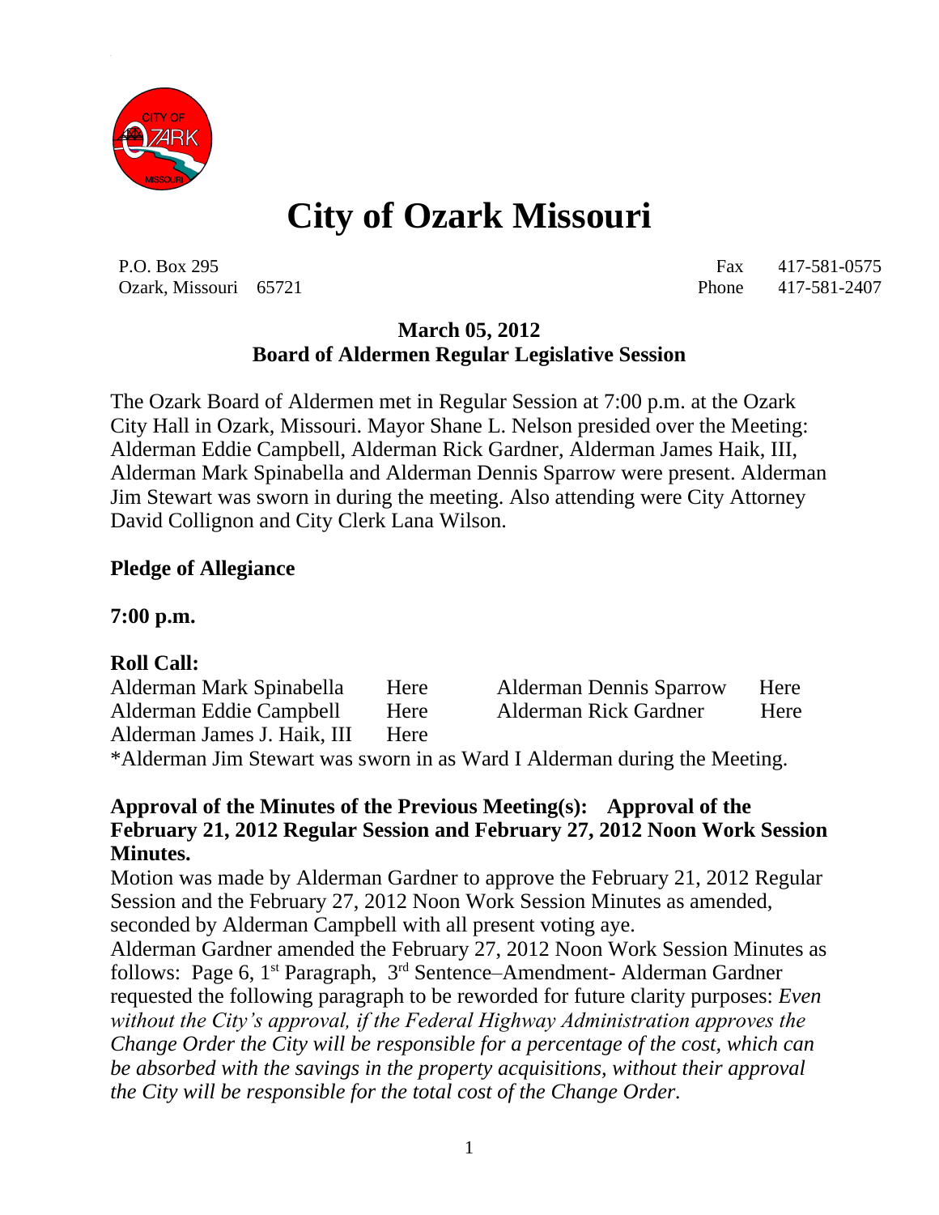# City of Ozark Missouri

P.O. Box 295 Fax 417-581-0575
Ozark, Missouri 65721 Phone 417-581-2407

**March 05, 2012**
**Board of Aldermen Regular Legislative Session**

The Ozark Board of Aldermen met in Regular Session at 7:00 p.m. at the Ozark City Hall in Ozark, Missouri. Mayor Shane L. Nelson presided over the Meeting: Alderman Eddie Campbell, Alderman Rick Gardner, Alderman James Haik, III, Alderman Mark Spinabella and Alderman Dennis Sparrow were present. Alderman Jim Stewart was sworn in during the meeting. Also attending were City Attorney David Collignon and City Clerk Lana Wilson.

**Pledge of Allegiance**

**7:00 p.m.**

**Roll Call:**

| | | | |
|---|---|---|---|
| Alderman Mark Spinabella | Here | Alderman Dennis Sparrow | Here |
| Alderman Eddie Campbell | Here | Alderman Rick Gardner | Here |
| Alderman James J. Haik, III | Here | | |

*Alderman Jim Stewart was sworn in as Ward I Alderman during the Meeting.

**Approval of the Minutes of the Previous Meeting(s): Approval of the February 21, 2012 Regular Session and February 27, 2012 Noon Work Session Minutes.**

Motion was made by Alderman Gardner to approve the February 21, 2012 Regular Session and the February 27, 2012 Noon Work Session Minutes as amended, seconded by Alderman Campbell with all present voting aye.

Alderman Gardner amended the February 27, 2012 Noon Work Session Minutes as follows: Page 6, 1st Paragraph, 3rd Sentence–Amendment- Alderman Gardner requested the following paragraph to be reworded for future clarity purposes: *Even without the City's approval, if the Federal Highway Administration approves the Change Order the City will be responsible for a percentage of the cost, which can be absorbed with the savings in the property acquisitions, without their approval the City will be responsible for the total cost of the Change Order.*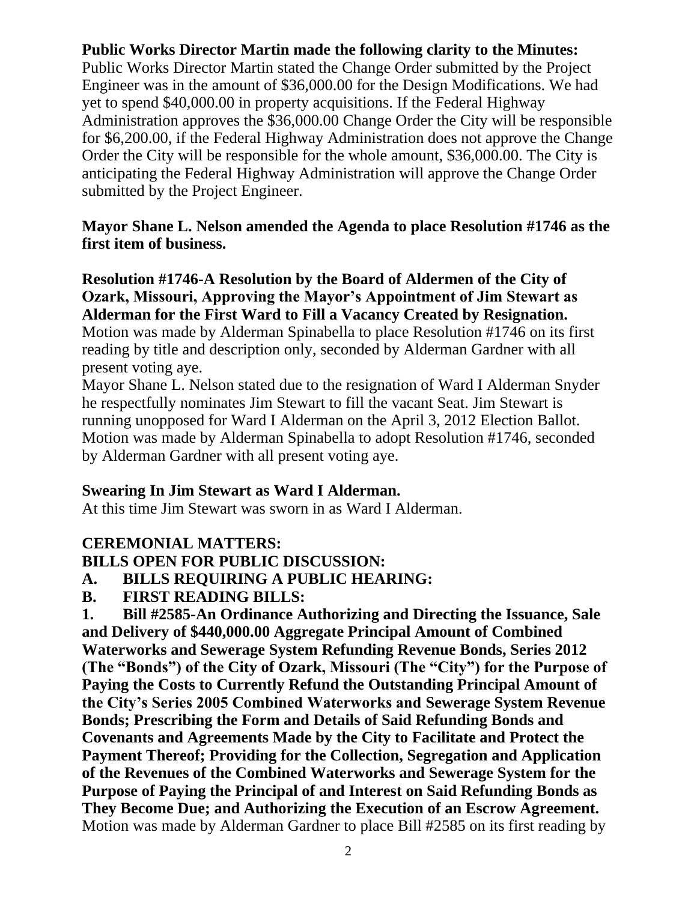**Public Works Director Martin made the following clarity to the Minutes:**
Public Works Director Martin stated the Change Order submitted by the Project Engineer was in the amount of $36,000.00 for the Design Modifications. We had yet to spend $40,000.00 in property acquisitions. If the Federal Highway Administration approves the $36,000.00 Change Order the City will be responsible for $6,200.00, if the Federal Highway Administration does not approve the Change Order the City will be responsible for the whole amount, $36,000.00. The City is anticipating the Federal Highway Administration will approve the Change Order submitted by the Project Engineer.

**Mayor Shane L. Nelson amended the Agenda to place Resolution #1746 as the first item of business.**

**Resolution #1746-A Resolution by the Board of Aldermen of the City of Ozark, Missouri, Approving the Mayor's Appointment of Jim Stewart as Alderman for the First Ward to Fill a Vacancy Created by Resignation.**
Motion was made by Alderman Spinabella to place Resolution #1746 on its first reading by title and description only, seconded by Alderman Gardner with all present voting aye.
Mayor Shane L. Nelson stated due to the resignation of Ward I Alderman Snyder he respectfully nominates Jim Stewart to fill the vacant Seat. Jim Stewart is running unopposed for Ward I Alderman on the April 3, 2012 Election Ballot.
Motion was made by Alderman Spinabella to adopt Resolution #1746, seconded by Alderman Gardner with all present voting aye.

**Swearing In Jim Stewart as Ward I Alderman.**
At this time Jim Stewart was sworn in as Ward I Alderman.

**CEREMONIAL MATTERS:**

**BILLS OPEN FOR PUBLIC DISCUSSION:**

**A. BILLS REQUIRING A PUBLIC HEARING:**

**B. FIRST READING BILLS:**

**1. Bill #2585-An Ordinance Authorizing and Directing the Issuance, Sale and Delivery of $440,000.00 Aggregate Principal Amount of Combined Waterworks and Sewerage System Refunding Revenue Bonds, Series 2012 (The "Bonds") of the City of Ozark, Missouri (The "City") for the Purpose of Paying the Costs to Currently Refund the Outstanding Principal Amount of the City's Series 2005 Combined Waterworks and Sewerage System Revenue Bonds; Prescribing the Form and Details of Said Refunding Bonds and Covenants and Agreements Made by the City to Facilitate and Protect the Payment Thereof; Providing for the Collection, Segregation and Application of the Revenues of the Combined Waterworks and Sewerage System for the Purpose of Paying the Principal of and Interest on Said Refunding Bonds as They Become Due; and Authorizing the Execution of an Escrow Agreement.**
Motion was made by Alderman Gardner to place Bill #2585 on its first reading by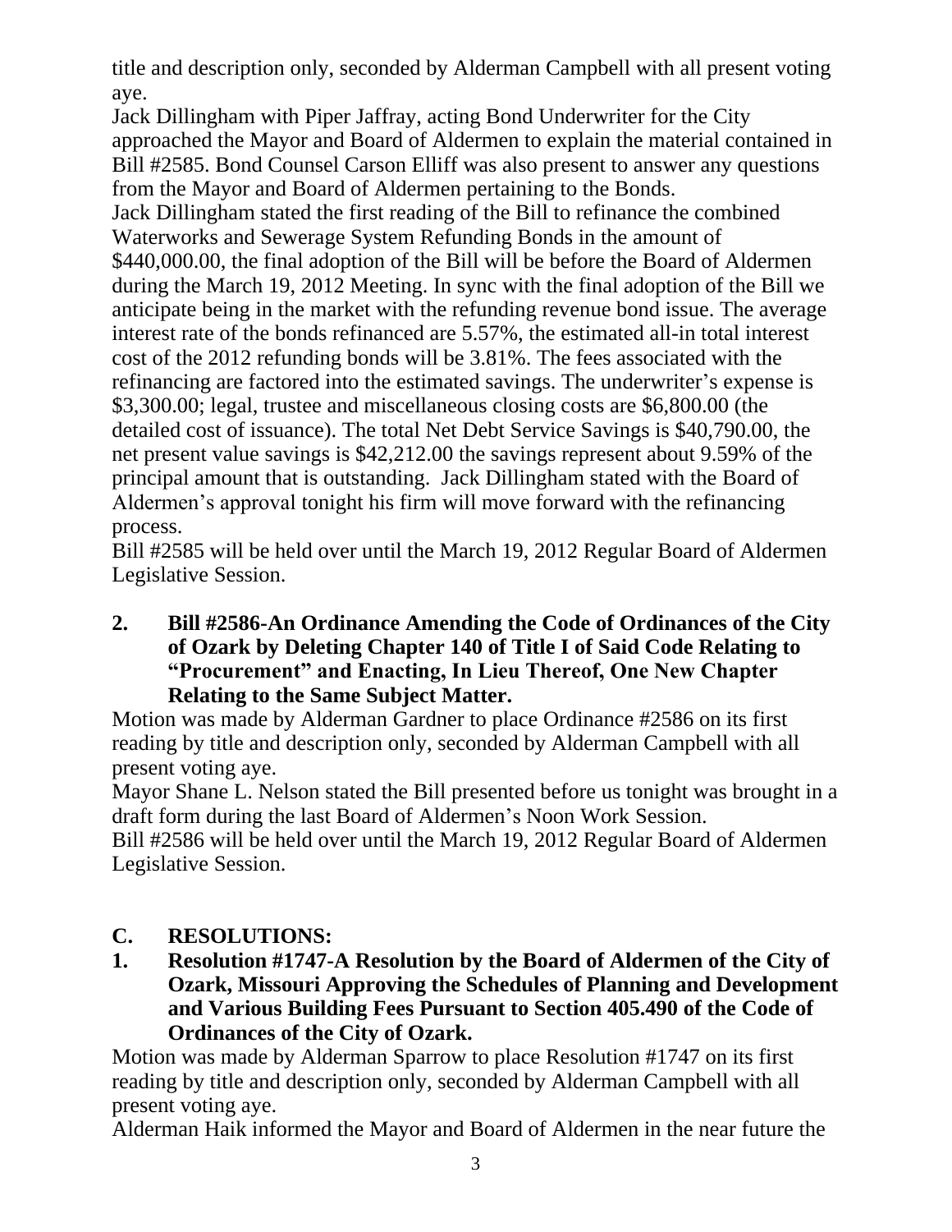title and description only, seconded by Alderman Campbell with all present voting aye.

Jack Dillingham with Piper Jaffray, acting Bond Underwriter for the City approached the Mayor and Board of Aldermen to explain the material contained in Bill #2585. Bond Counsel Carson Elliff was also present to answer any questions from the Mayor and Board of Aldermen pertaining to the Bonds.

Jack Dillingham stated the first reading of the Bill to refinance the combined Waterworks and Sewerage System Refunding Bonds in the amount of $440,000.00, the final adoption of the Bill will be before the Board of Aldermen during the March 19, 2012 Meeting. In sync with the final adoption of the Bill we anticipate being in the market with the refunding revenue bond issue. The average interest rate of the bonds refinanced are 5.57%, the estimated all-in total interest cost of the 2012 refunding bonds will be 3.81%. The fees associated with the refinancing are factored into the estimated savings. The underwriter's expense is $3,300.00; legal, trustee and miscellaneous closing costs are $6,800.00 (the detailed cost of issuance). The total Net Debt Service Savings is $40,790.00, the net present value savings is $42,212.00 the savings represent about 9.59% of the principal amount that is outstanding. Jack Dillingham stated with the Board of Aldermen's approval tonight his firm will move forward with the refinancing process.

Bill #2585 will be held over until the March 19, 2012 Regular Board of Aldermen Legislative Session.

**2. Bill #2586-An Ordinance Amending the Code of Ordinances of the City of Ozark by Deleting Chapter 140 of Title I of Said Code Relating to "Procurement" and Enacting, In Lieu Thereof, One New Chapter Relating to the Same Subject Matter.**

Motion was made by Alderman Gardner to place Ordinance #2586 on its first reading by title and description only, seconded by Alderman Campbell with all present voting aye.

Mayor Shane L. Nelson stated the Bill presented before us tonight was brought in a draft form during the last Board of Aldermen's Noon Work Session.

Bill #2586 will be held over until the March 19, 2012 Regular Board of Aldermen Legislative Session.

## C. RESOLUTIONS:

**1. Resolution #1747-A Resolution by the Board of Aldermen of the City of Ozark, Missouri Approving the Schedules of Planning and Development and Various Building Fees Pursuant to Section 405.490 of the Code of Ordinances of the City of Ozark.**

Motion was made by Alderman Sparrow to place Resolution #1747 on its first reading by title and description only, seconded by Alderman Campbell with all present voting aye.

Alderman Haik informed the Mayor and Board of Aldermen in the near future the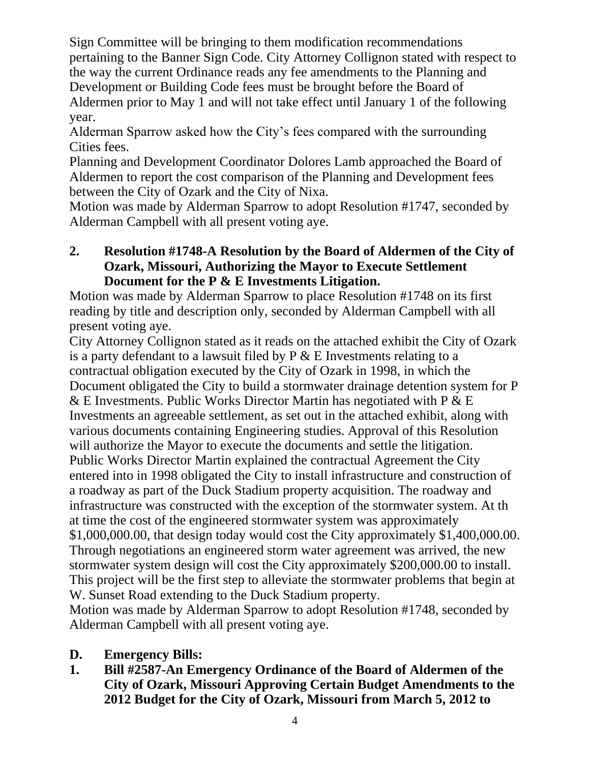Sign Committee will be bringing to them modification recommendations pertaining to the Banner Sign Code. City Attorney Collignon stated with respect to the way the current Ordinance reads any fee amendments to the Planning and Development or Building Code fees must be brought before the Board of Aldermen prior to May 1 and will not take effect until January 1 of the following year.

Alderman Sparrow asked how the City's fees compared with the surrounding Cities fees.

Planning and Development Coordinator Dolores Lamb approached the Board of Aldermen to report the cost comparison of the Planning and Development fees between the City of Ozark and the City of Nixa.

Motion was made by Alderman Sparrow to adopt Resolution #1747, seconded by Alderman Campbell with all present voting aye.

**2. Resolution #1748-A Resolution by the Board of Aldermen of the City of Ozark, Missouri, Authorizing the Mayor to Execute Settlement Document for the P & E Investments Litigation.**

Motion was made by Alderman Sparrow to place Resolution #1748 on its first reading by title and description only, seconded by Alderman Campbell with all present voting aye.

City Attorney Collignon stated as it reads on the attached exhibit the City of Ozark is a party defendant to a lawsuit filed by P & E Investments relating to a contractual obligation executed by the City of Ozark in 1998, in which the Document obligated the City to build a stormwater drainage detention system for P & E Investments. Public Works Director Martin has negotiated with P & E Investments an agreeable settlement, as set out in the attached exhibit, along with various documents containing Engineering studies. Approval of this Resolution will authorize the Mayor to execute the documents and settle the litigation.

Public Works Director Martin explained the contractual Agreement the City entered into in 1998 obligated the City to install infrastructure and construction of a roadway as part of the Duck Stadium property acquisition. The roadway and infrastructure was constructed with the exception of the stormwater system. At th at time the cost of the engineered stormwater system was approximately $1,000,000.00, that design today would cost the City approximately $1,400,000.00. Through negotiations an engineered storm water agreement was arrived, the new stormwater system design will cost the City approximately $200,000.00 to install. This project will be the first step to alleviate the stormwater problems that begin at W. Sunset Road extending to the Duck Stadium property.

Motion was made by Alderman Sparrow to adopt Resolution #1748, seconded by Alderman Campbell with all present voting aye.

**D. Emergency Bills:**

**1. Bill #2587-An Emergency Ordinance of the Board of Aldermen of the City of Ozark, Missouri Approving Certain Budget Amendments to the 2012 Budget for the City of Ozark, Missouri from March 5, 2012 to**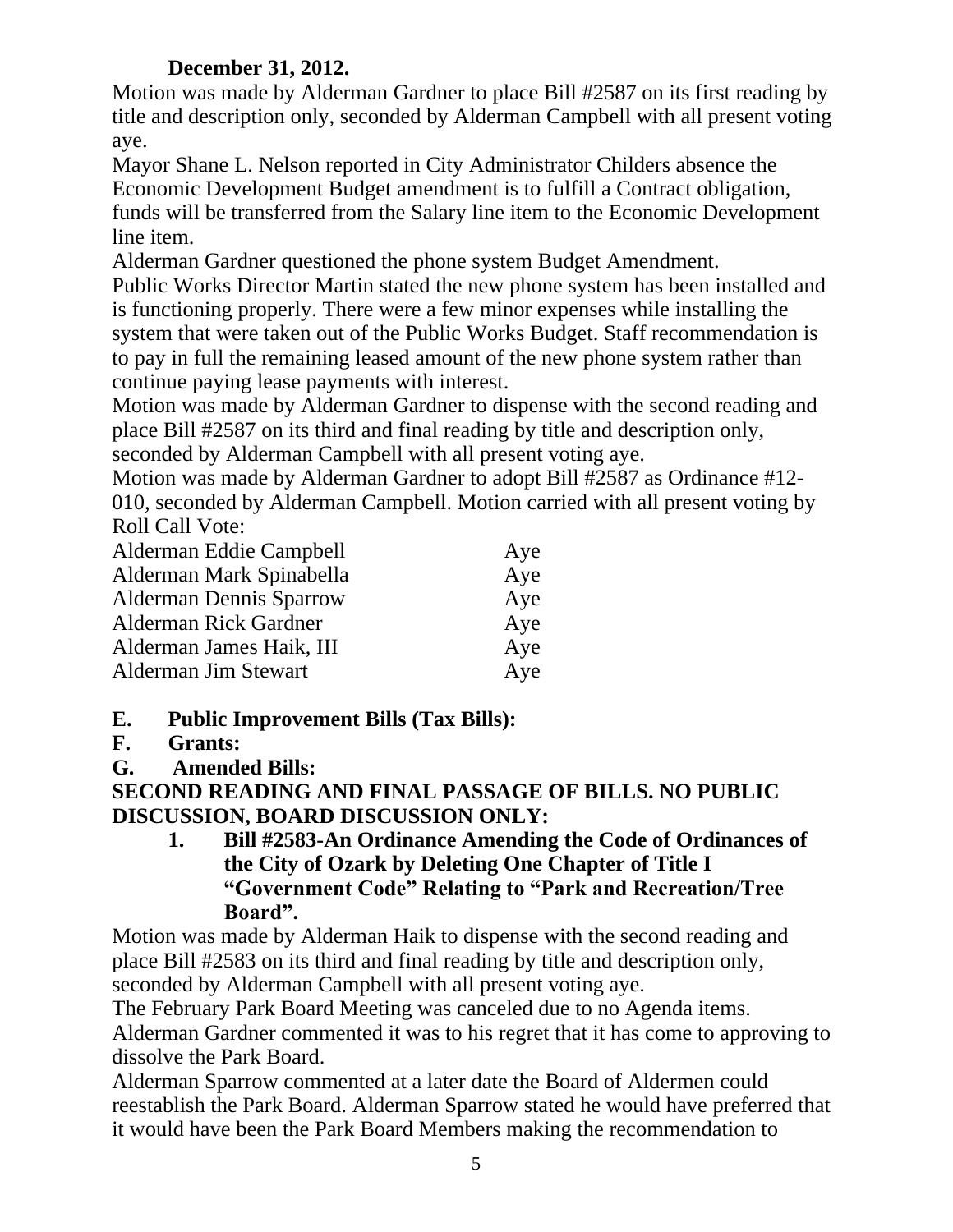**December 31, 2012.**

Motion was made by Alderman Gardner to place Bill #2587 on its first reading by title and description only, seconded by Alderman Campbell with all present voting aye.

Mayor Shane L. Nelson reported in City Administrator Childers absence the Economic Development Budget amendment is to fulfill a Contract obligation, funds will be transferred from the Salary line item to the Economic Development line item.

Alderman Gardner questioned the phone system Budget Amendment.

Public Works Director Martin stated the new phone system has been installed and is functioning properly. There were a few minor expenses while installing the system that were taken out of the Public Works Budget. Staff recommendation is to pay in full the remaining leased amount of the new phone system rather than continue paying lease payments with interest.

Motion was made by Alderman Gardner to dispense with the second reading and place Bill #2587 on its third and final reading by title and description only, seconded by Alderman Campbell with all present voting aye.

Motion was made by Alderman Gardner to adopt Bill #2587 as Ordinance #12-010, seconded by Alderman Campbell. Motion carried with all present voting by Roll Call Vote:

| | |
|---|---|
| Alderman Eddie Campbell | Aye |
| Alderman Mark Spinabella | Aye |
| Alderman Dennis Sparrow | Aye |
| Alderman Rick Gardner | Aye |
| Alderman James Haik, III | Aye |
| Alderman Jim Stewart | Aye |

**E. Public Improvement Bills (Tax Bills):**

**F. Grants:**

**G. Amended Bills:**

**SECOND READING AND FINAL PASSAGE OF BILLS. NO PUBLIC DISCUSSION, BOARD DISCUSSION ONLY:**

1. **Bill #2583-An Ordinance Amending the Code of Ordinances of the City of Ozark by Deleting One Chapter of Title I "Government Code" Relating to "Park and Recreation/Tree Board".**

Motion was made by Alderman Haik to dispense with the second reading and place Bill #2583 on its third and final reading by title and description only, seconded by Alderman Campbell with all present voting aye.

The February Park Board Meeting was canceled due to no Agenda items.

Alderman Gardner commented it was to his regret that it has come to approving to dissolve the Park Board.

Alderman Sparrow commented at a later date the Board of Aldermen could reestablish the Park Board. Alderman Sparrow stated he would have preferred that it would have been the Park Board Members making the recommendation to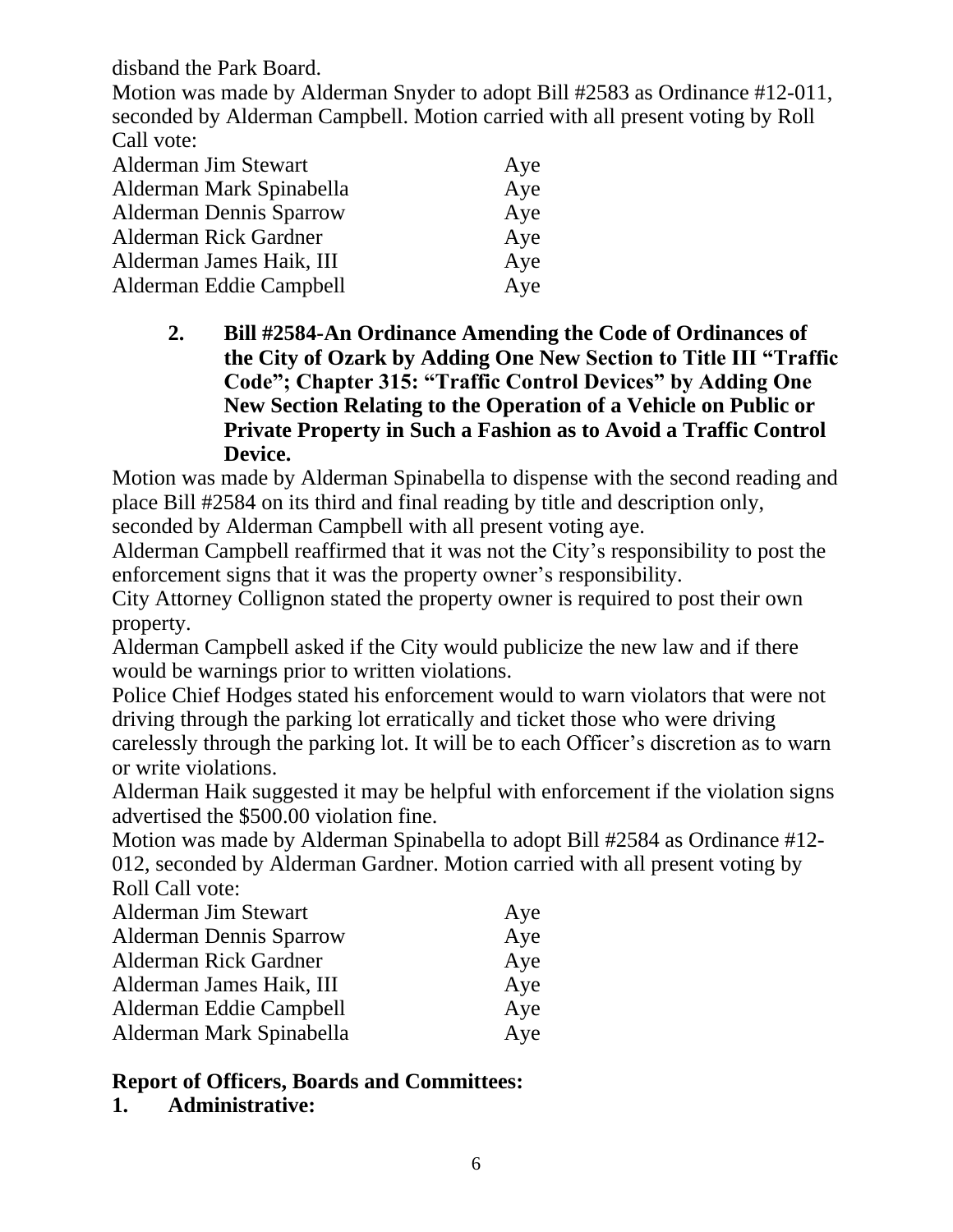disband the Park Board.

Motion was made by Alderman Snyder to adopt Bill #2583 as Ordinance #12-011, seconded by Alderman Campbell. Motion carried with all present voting by Roll Call vote:

| | |
|---|---|
| Alderman Jim Stewart | Aye |
| Alderman Mark Spinabella | Aye |
| Alderman Dennis Sparrow | Aye |
| Alderman Rick Gardner | Aye |
| Alderman James Haik, III | Aye |
| Alderman Eddie Campbell | Aye |

2. **Bill #2584-An Ordinance Amending the Code of Ordinances of the City of Ozark by Adding One New Section to Title III "Traffic Code"; Chapter 315: "Traffic Control Devices" by Adding One New Section Relating to the Operation of a Vehicle on Public or Private Property in Such a Fashion as to Avoid a Traffic Control Device.**

Motion was made by Alderman Spinabella to dispense with the second reading and place Bill #2584 on its third and final reading by title and description only, seconded by Alderman Campbell with all present voting aye.

Alderman Campbell reaffirmed that it was not the City's responsibility to post the enforcement signs that it was the property owner's responsibility.

City Attorney Collignon stated the property owner is required to post their own property.

Alderman Campbell asked if the City would publicize the new law and if there would be warnings prior to written violations.

Police Chief Hodges stated his enforcement would to warn violators that were not driving through the parking lot erratically and ticket those who were driving carelessly through the parking lot. It will be to each Officer's discretion as to warn or write violations.

Alderman Haik suggested it may be helpful with enforcement if the violation signs advertised the $500.00 violation fine.

Motion was made by Alderman Spinabella to adopt Bill #2584 as Ordinance #12-012, seconded by Alderman Gardner. Motion carried with all present voting by Roll Call vote:

| | |
|---|---|
| Alderman Jim Stewart | Aye |
| Alderman Dennis Sparrow | Aye |
| Alderman Rick Gardner | Aye |
| Alderman James Haik, III | Aye |
| Alderman Eddie Campbell | Aye |
| Alderman Mark Spinabella | Aye |

**Report of Officers, Boards and Committees:**

**1. Administrative:**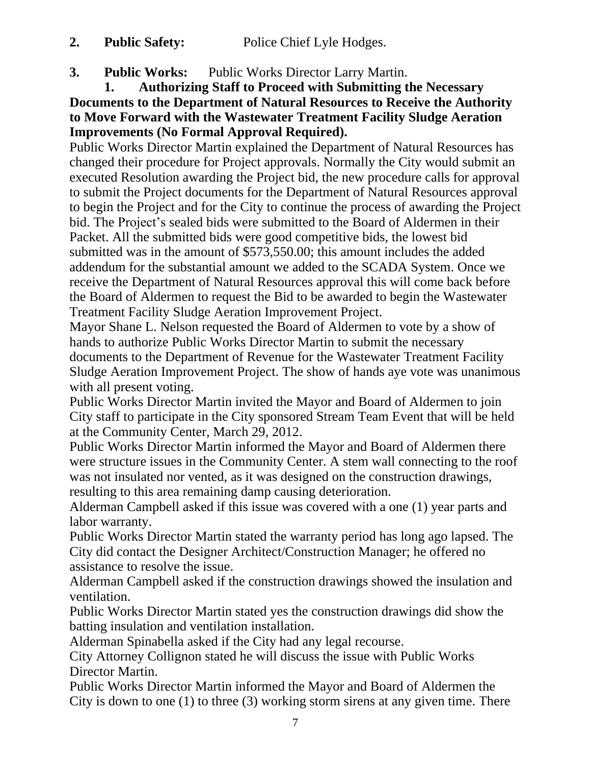**2. Public Safety:** Police Chief Lyle Hodges.

**3. Public Works:** Public Works Director Larry Martin.

**1. Authorizing Staff to Proceed with Submitting the Necessary Documents to the Department of Natural Resources to Receive the Authority to Move Forward with the Wastewater Treatment Facility Sludge Aeration Improvements (No Formal Approval Required).**

Public Works Director Martin explained the Department of Natural Resources has changed their procedure for Project approvals. Normally the City would submit an executed Resolution awarding the Project bid, the new procedure calls for approval to submit the Project documents for the Department of Natural Resources approval to begin the Project and for the City to continue the process of awarding the Project bid. The Project's sealed bids were submitted to the Board of Aldermen in their Packet. All the submitted bids were good competitive bids, the lowest bid submitted was in the amount of $573,550.00; this amount includes the added addendum for the substantial amount we added to the SCADA System. Once we receive the Department of Natural Resources approval this will come back before the Board of Aldermen to request the Bid to be awarded to begin the Wastewater Treatment Facility Sludge Aeration Improvement Project.

Mayor Shane L. Nelson requested the Board of Aldermen to vote by a show of hands to authorize Public Works Director Martin to submit the necessary documents to the Department of Revenue for the Wastewater Treatment Facility Sludge Aeration Improvement Project. The show of hands aye vote was unanimous with all present voting.

Public Works Director Martin invited the Mayor and Board of Aldermen to join City staff to participate in the City sponsored Stream Team Event that will be held at the Community Center, March 29, 2012.

Public Works Director Martin informed the Mayor and Board of Aldermen there were structure issues in the Community Center. A stem wall connecting to the roof was not insulated nor vented, as it was designed on the construction drawings, resulting to this area remaining damp causing deterioration.

Alderman Campbell asked if this issue was covered with a one (1) year parts and labor warranty.

Public Works Director Martin stated the warranty period has long ago lapsed. The City did contact the Designer Architect/Construction Manager; he offered no assistance to resolve the issue.

Alderman Campbell asked if the construction drawings showed the insulation and ventilation.

Public Works Director Martin stated yes the construction drawings did show the batting insulation and ventilation installation.

Alderman Spinabella asked if the City had any legal recourse.

City Attorney Collignon stated he will discuss the issue with Public Works Director Martin.

Public Works Director Martin informed the Mayor and Board of Aldermen the City is down to one (1) to three (3) working storm sirens at any given time. There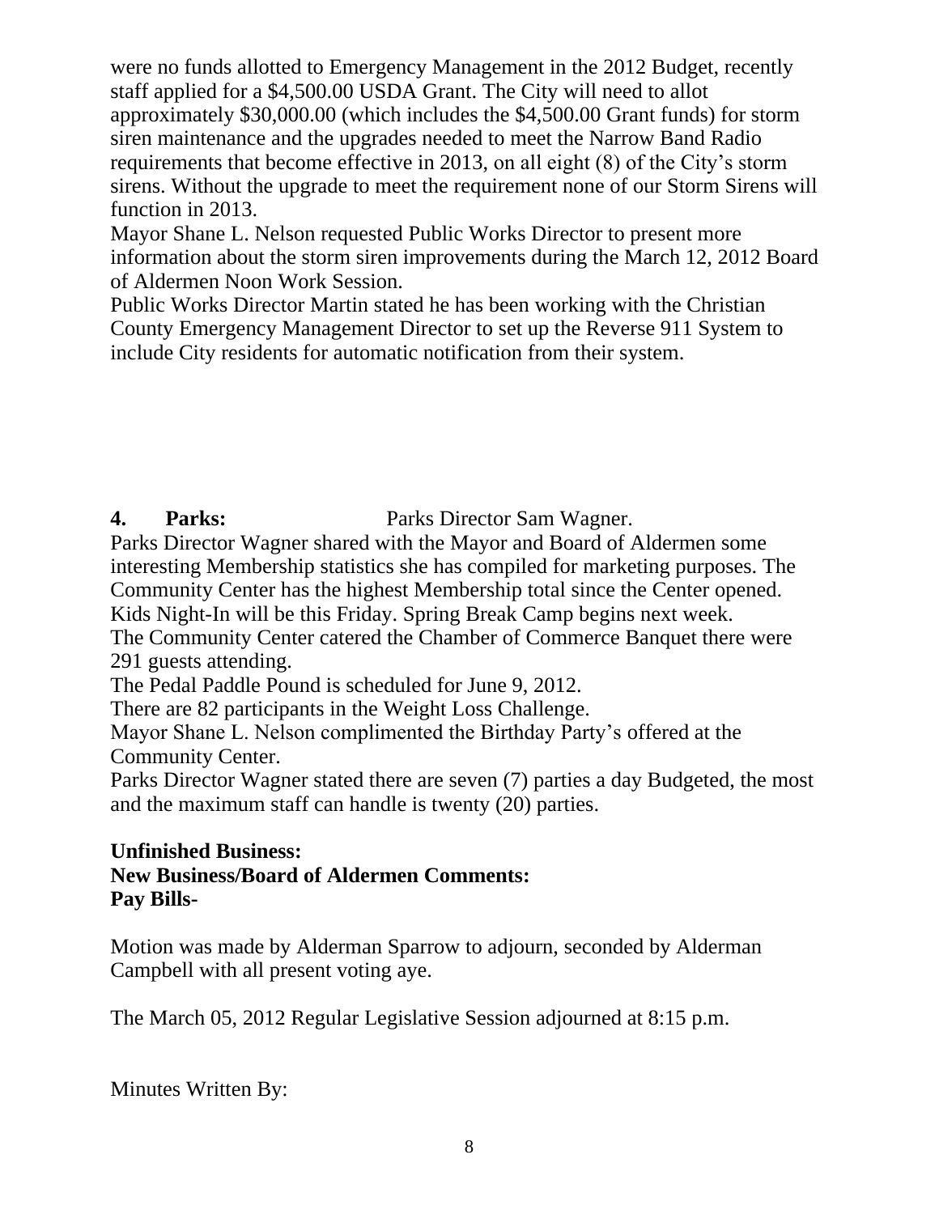were no funds allotted to Emergency Management in the 2012 Budget, recently staff applied for a $4,500.00 USDA Grant. The City will need to allot approximately $30,000.00 (which includes the $4,500.00 Grant funds) for storm siren maintenance and the upgrades needed to meet the Narrow Band Radio requirements that become effective in 2013, on all eight (8) of the City's storm sirens. Without the upgrade to meet the requirement none of our Storm Sirens will function in 2013.
Mayor Shane L. Nelson requested Public Works Director to present more information about the storm siren improvements during the March 12, 2012 Board of Aldermen Noon Work Session.
Public Works Director Martin stated he has been working with the Christian County Emergency Management Director to set up the Reverse 911 System to include City residents for automatic notification from their system.

**4. Parks:** Parks Director Sam Wagner.
Parks Director Wagner shared with the Mayor and Board of Aldermen some interesting Membership statistics she has compiled for marketing purposes. The Community Center has the highest Membership total since the Center opened.
Kids Night-In will be this Friday. Spring Break Camp begins next week.
The Community Center catered the Chamber of Commerce Banquet there were 291 guests attending.
The Pedal Paddle Pound is scheduled for June 9, 2012.
There are 82 participants in the Weight Loss Challenge.
Mayor Shane L. Nelson complimented the Birthday Party's offered at the Community Center.
Parks Director Wagner stated there are seven (7) parties a day Budgeted, the most and the maximum staff can handle is twenty (20) parties.

**Unfinished Business:**
**New Business/Board of Aldermen Comments:**
**Pay Bills-**

Motion was made by Alderman Sparrow to adjourn, seconded by Alderman Campbell with all present voting aye.

The March 05, 2012 Regular Legislative Session adjourned at 8:15 p.m.

Minutes Written By: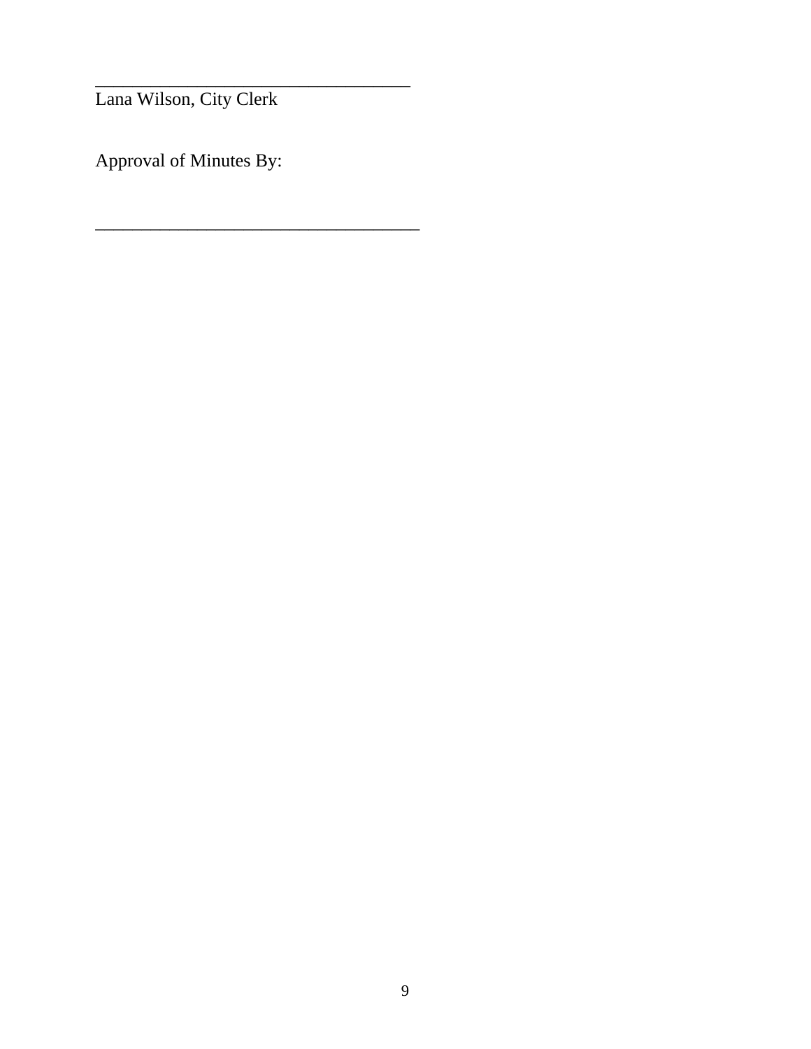___________________________________
Lana Wilson, City Clerk

Approval of Minutes By:

____________________________________